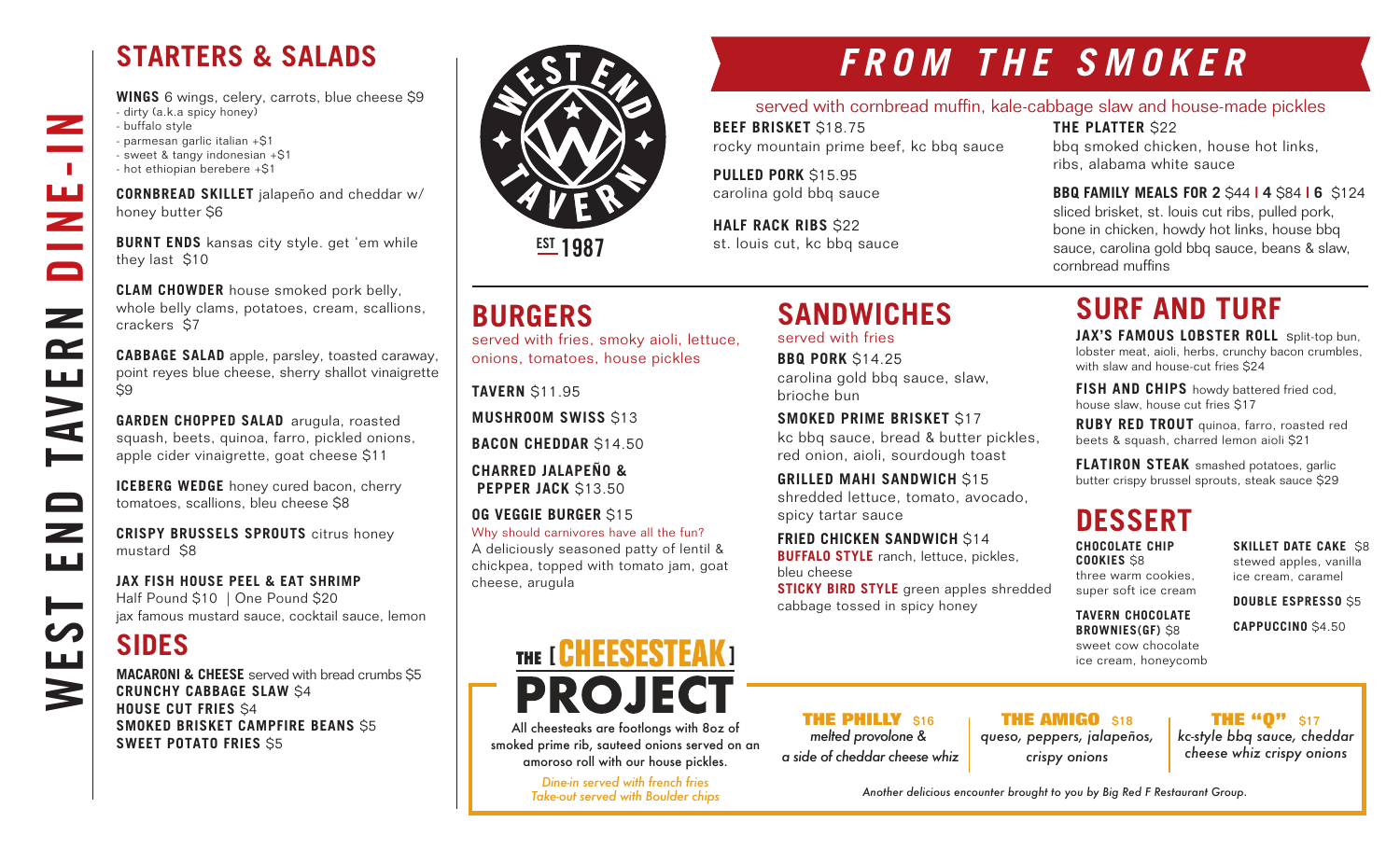# WEST END TAVERN DINE-IN

## STARTERS & SALADS

**WINGS** 6 wings, celery, carrots, blue cheese $9
- dirty (a.k.a spicy honey)
- buffalo style
- parmesan garlic italian +$1
- sweet & tangy indonesian +$1
- hot ethiopian berebere +$1

**CORNBREAD SKILLET** jalapeño and cheddar w/ honey butter $6

**BURNT ENDS** kansas city style. get 'em while they last $10

**CLAM CHOWDER** house smoked pork belly, whole belly clams, potatoes, cream, scallions, crackers $7

**CABBAGE SALAD** apple, parsley, toasted caraway, point reyes blue cheese, sherry shallot vinaigrette $9

**GARDEN CHOPPED SALAD** arugula, roasted squash, beets, quinoa, farro, pickled onions, apple cider vinaigrette, goat cheese $11

**ICEBERG WEDGE** honey cured bacon, cherry tomatoes, scallions, bleu cheese $8

**CRISPY BRUSSELS SPROUTS** citrus honey mustard $8

**JAX FISH HOUSE PEEL & EAT SHRIMP**
Half Pound $10 | One Pound $20
jax famous mustard sauce, cocktail sauce, lemon

## SIDES

**MACARONI & CHEESE** served with bread crumbs $5
**CRUNCHY CABBAGE SLAW** $4
**HOUSE CUT FRIES** $4
**SMOKED BRISKET CAMPFIRE BEANS** $5
**SWEET POTATO FRIES** $5

WEST END TAVERN
EST 1987

## FROM THE SMOKER

served with cornbread muffin, kale-cabbage slaw and house-made pickles

**BEEF BRISKET** $18.75
rocky mountain prime beef, kc bbq sauce

**PULLED PORK** $15.95
carolina gold bbq sauce

**HALF RACK RIBS** $22
st. louis cut, kc bbq sauce

**THE PLATTER** $22
bbq smoked chicken, house hot links, ribs, alabama white sauce

**BBQ FAMILY MEALS FOR 2** $44 | **4** $84 | **6** $124
sliced brisket, st. louis cut ribs, pulled pork, bone in chicken, howdy hot links, house bbq sauce, carolina gold bbq sauce, beans & slaw, cornbread muffins

## BURGERS

served with fries, smoky aioli, lettuce, onions, tomatoes, house pickles

**TAVERN** $11.95

**MUSHROOM SWISS** $13

**BACON CHEDDAR** $14.50

**CHARRED JALAPEÑO & PEPPER JACK** $13.50

**OG VEGGIE BURGER** $15
Why should carnivores have all the fun?
A deliciously seasoned patty of lentil & chickpea, topped with tomato jam, goat cheese, arugula

## SANDWICHES

served with fries

**BBQ PORK** $14.25
carolina gold bbq sauce, slaw, brioche bun

**SMOKED PRIME BRISKET** $17
kc bbq sauce, bread & butter pickles, red onion, aioli, sourdough toast

**GRILLED MAHI SANDWICH** $15
shredded lettuce, tomato, avocado, spicy tartar sauce

**FRIED CHICKEN SANDWICH** $14
**BUFFALO STYLE** ranch, lettuce, pickles, bleu cheese
**STICKY BIRD STYLE** green apples shredded cabbage tossed in spicy honey

## SURF AND TURF

**JAX'S FAMOUS LOBSTER ROLL** Split-top bun, lobster meat, aioli, herbs, crunchy bacon crumbles, with slaw and house-cut fries $24

**FISH AND CHIPS** howdy battered fried cod, house slaw, house cut fries $17

**RUBY RED TROUT** quinoa, farro, roasted red beets & squash, charred lemon aioli $21

**FLATIRON STEAK** smashed potatoes, garlic butter crispy brussel sprouts, steak sauce $29

## DESSERT

**CHOCOLATE CHIP COOKIES** $8
three warm cookies, super soft ice cream

**TAVERN CHOCOLATE BROWNIES(GF)** $8
sweet cow chocolate ice cream, honeycomb

**SKILLET DATE CAKE** $8
stewed apples, vanilla ice cream, caramel

**DOUBLE ESPRESSO** $5

**CAPPUCCINO** $4.50

## THE [CHEESESTEAK] PROJECT

All cheesesteaks are footlongs with 8oz of smoked prime rib, sauteed onions served on an amoroso roll with our house pickles.

*Dine-in served with french fries*
*Take-out served with Boulder chips*

**THE PHILLY** $16
*melted provolone & a side of cheddar cheese whiz*

**THE AMIGO** $18
*queso, peppers, jalapeños, crispy onions*

**THE "Q"** $17
*kc-style bbq sauce, cheddar cheese whiz crispy onions*

*Another delicious encounter brought to you by Big Red F Restaurant Group.*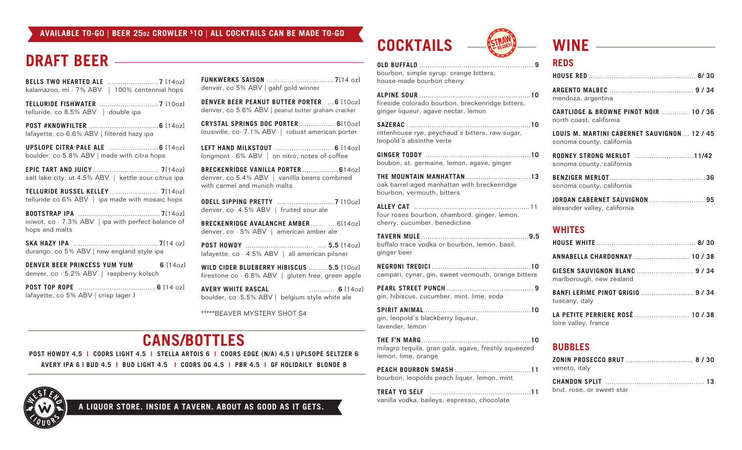**AVAILABLE TO-GO | BEER 25oz CROWLER $10 | ALL COCKTAILS CAN BE MADE TO-GO**

# DRAFT BEER

**BELLS TWO HEARTED ALE** ........................**7** [14oz]
kalamazoo, mi · 7% ABV | 100% centennial hops

**TELLURIDE FISHWATER** ............................**7** [10oz]
telluride, co 8.5% ABV | double ipa

**POST #KNOWFILTER** .................................**6** [14oz]
lafayette, co·6.6% ABV | filtered hazy ipa

**UPSLOPE CITRA PALE ALE** .......................**6** [14oz]
boulder, co·5.8% ABV | made with citra hops

**EPIC TART AND JUICY** ............................... **7**[14oz]
salt lake city, ut 4.5% ABV | kettle sour citrus ipa

**TELLURIDE RUSSEL KELLEY** ....................... **7**[14oz]
telluride co 6% ABV | ipa made with mosaic hops

**BOOTSTRAP IPA** .......................................**7**[14oz]
iniwot, co · 7.3% ABV | ipa with perfect balance of hops and malts

**SKA HAZY IPA** ........................................**7**[14 oz]
durango, co 5% ABV | new england style ipa

**DENVER BEER PRINCESS YUM YUM** **6** [14oz]
denver, co · 5.2% ABV | raspberry kolsch

**POST TOP ROPE** .....................................**6** [14 oz]
lafayette, co 5% ABV | crisp lager ]

**FUNKWERKS SAISON** ................................**7**[14 oz]
denver, co 5% ABV | gabf gold winner

**DENVER BEER PEANUT BUTTER PORTER** ...**6** [10oz]
denver, co 5.6% ABV | peanut butter graham cracker

**CRYSTAL SPRINGS DOC PORTER** ................ **6**[10oz]
lousiville, co· 7.1% ABV | robust american porter

**LEFT HAND MILKSTOUT** ............................**6** [14oz]
longmont · 6% ABV | on nitro, notes of coffee

**BRECKENRIDGE VANILLA PORTER** .................**6**14oz]
denver, co 5.4% ABV | vanillla beans combined with carmel and munich malts

**ODELL SIPPING PRETTY** ...........................**7** [10oz]
denver, co· 4.5% ABV | fruited sour ale

**BRECKENRIDGE AVALANCHE AMBER**...... ....6[14oz]
denver, co · 5% ABV | american amber ale

**POST HOWDY** ................................ .... **5.5** [14oz]
lafayette, co · 4.5% ABV | all american pilsner

**WILD CIDER BLUEBERRY HIBISCUS** .........**5.5** [10oz]
firestone co · 6.8% ABV | gluten free, green apple

**AVERY WHITE RASCAL** ............ .**6** [14oz]
boulder, co ·5.5% ABV | belgium style white ale

*****BEAVER MYSTERY SHOT $4

# CANS/BOTTLES

**POST HOWDY 4.5 | COORS LIGHT 4.5 | STELLA ARTOIS 6 | COORS EDGE (N/A) 4.5 | UPLSOPE SELTZER 6**
**AVERY IPA 6 | BUD 4.5 | BUD LIGHT 4.5 | COORS OG 4.5 | PBR 4.5 | GF HOLIDAILY BLONDE 8**

**A LIQUOR STORE. INSIDE A TAVERN. ABOUT AS GOOD AS IT GETS.**

# COCKTAILS

STRAW BY REQUEST

**OLD BUFFALO** ...................................................... **9**
bourbon, simple syrup, orange bitters, house-made bourbon cherry

**ALPINE SOUR** ....................................................**10**
fireside colorado bourbon, breckenridge bitters, ginger liqueur, agave nectar, lemon

**SAZERAC** ..........................................................**10**
rittenhouse rye, peychaud's bitters, raw sugar, leopold's absinthe verte

**GINGER TODDY** ..................................................**10**
boubon, st. germaine, lemon, agave, ginger

**THE MOUNTAIN MANHATTAN**..............................**13**
oak barrel-aged manhattan with breckenridge bourbon, vermouth, bitters

**ALLEY CAT** .......................................................11
four roses bourbon, chambord, ginger, lemon, cherry, cucumber, benedictine

**TAVERN MULE**...................................................**9.5**
buffalo trace vodka or bourbon, lemon, basil, ginger beer

**NEGRONI TREDICI** ..............................................**10**
campari, cynar, gin, sweet vermouth, orange bitters

**PEARL STREET PUNCH** ......................................... **9**
gin, hibiscus, cucumber, mint, lime, soda

**SPIRIT ANIMAL**...................................................**10**
gin, leopold's blackberry liqueur, lavender, lemon

**THE F'N MARG**...................................................**10**
milagro tequila, gran gala, agave, freshly squeezed lemon, lime, orange

**PEACH BOURBON SMASH** ....................................**11**
bourbon, leopolds peach liquer, lemon, mint

**TREAT YO SELF** ................................................**11**
vanilla vodka, baileys, espresso, chocolate

# WINE

## REDS

**HOUSE RED** .................................................. **8/ 30**

**ARGENTO MALBEC** ....................................... **9 / 34**
mendoza, argentina

**CARTLIDGE & BROWNE PINOT NOIR** ............. **10 / 36**
north coast, california

**LOUIS M. MARTINI CABERNET SAUVIGNON** ... **12 / 45**
sonoma county, california

**RODNEY STRONG MERLOT** ............................**11/42**
sonoma county, california

**BENZIGER MERLOT**.............................................**36**
sonoma county, california

**JORDAN CABERNET SAUVIGNON** ...........................**95**
alexander valley, california

## WHITES

**HOUSE WHITE** .............................................. **8/ 30**

**ANNABELLA CHARDONNAY**........................... **10 / 38**

**GIESEN SAUVIGNON BLANC** ........................... **9 / 34**
marlborough, new zealand

**BANFI LERIME PINOT GRIGIO** ......................... **9 / 34**
tuscany, italy

**LA PETITE PERRIERE ROSÉ** .......................... **10 / 38**
loire valley, france

## BUBBLES

**ZONIN PROSECCO BRUT** ................................ **8 / 30**
veneto, italy

**CHANDON SPLIT** .............................................. **13**
brut, rose, or sweet star